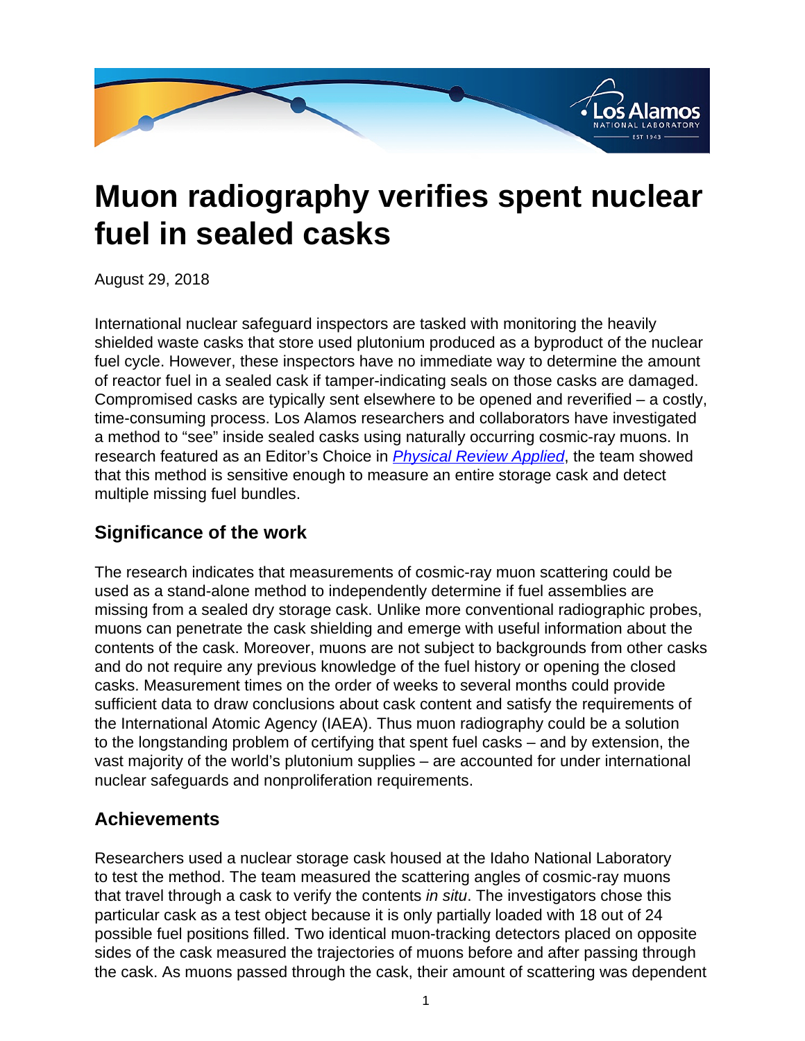// Los Alamos National Laboratory

# Muon radiography verifies spent nuclear fuel in sealed casks

August 29, 2018

International nuclear safeguard inspectors are tasked with monitoring the heavily shielded waste casks that store used plutonium produced as a byproduct of the nuclear fuel cycle. However, these inspectors have no immediate way to determine the amount of reactor fuel in a sealed cask if tamper-indicating seals on those casks are damaged. Compromised casks are typically sent elsewhere to be opened and reverified – a costly, time-consuming process. Los Alamos researchers and collaborators have investigated a method to "see" inside sealed casks using naturally occurring cosmic-ray muons. In research featured as an Editor's Choice in *Physical Review Applied*, the team showed that this method is sensitive enough to measure an entire storage cask and detect multiple missing fuel bundles.

## Significance of the work

The research indicates that measurements of cosmic-ray muon scattering could be used as a stand-alone method to independently determine if fuel assemblies are missing from a sealed dry storage cask. Unlike more conventional radiographic probes, muons can penetrate the cask shielding and emerge with useful information about the contents of the cask. Moreover, muons are not subject to backgrounds from other casks and do not require any previous knowledge of the fuel history or opening the closed casks. Measurement times on the order of weeks to several months could provide sufficient data to draw conclusions about cask content and satisfy the requirements of the International Atomic Agency (IAEA). Thus muon radiography could be a solution to the longstanding problem of certifying that spent fuel casks – and by extension, the vast majority of the world's plutonium supplies – are accounted for under international nuclear safeguards and nonproliferation requirements.

## Achievements

Researchers used a nuclear storage cask housed at the Idaho National Laboratory to test the method. The team measured the scattering angles of cosmic-ray muons that travel through a cask to verify the contents *in situ*. The investigators chose this particular cask as a test object because it is only partially loaded with 18 out of 24 possible fuel positions filled. Two identical muon-tracking detectors placed on opposite sides of the cask measured the trajectories of muons before and after passing through the cask. As muons passed through the cask, their amount of scattering was dependent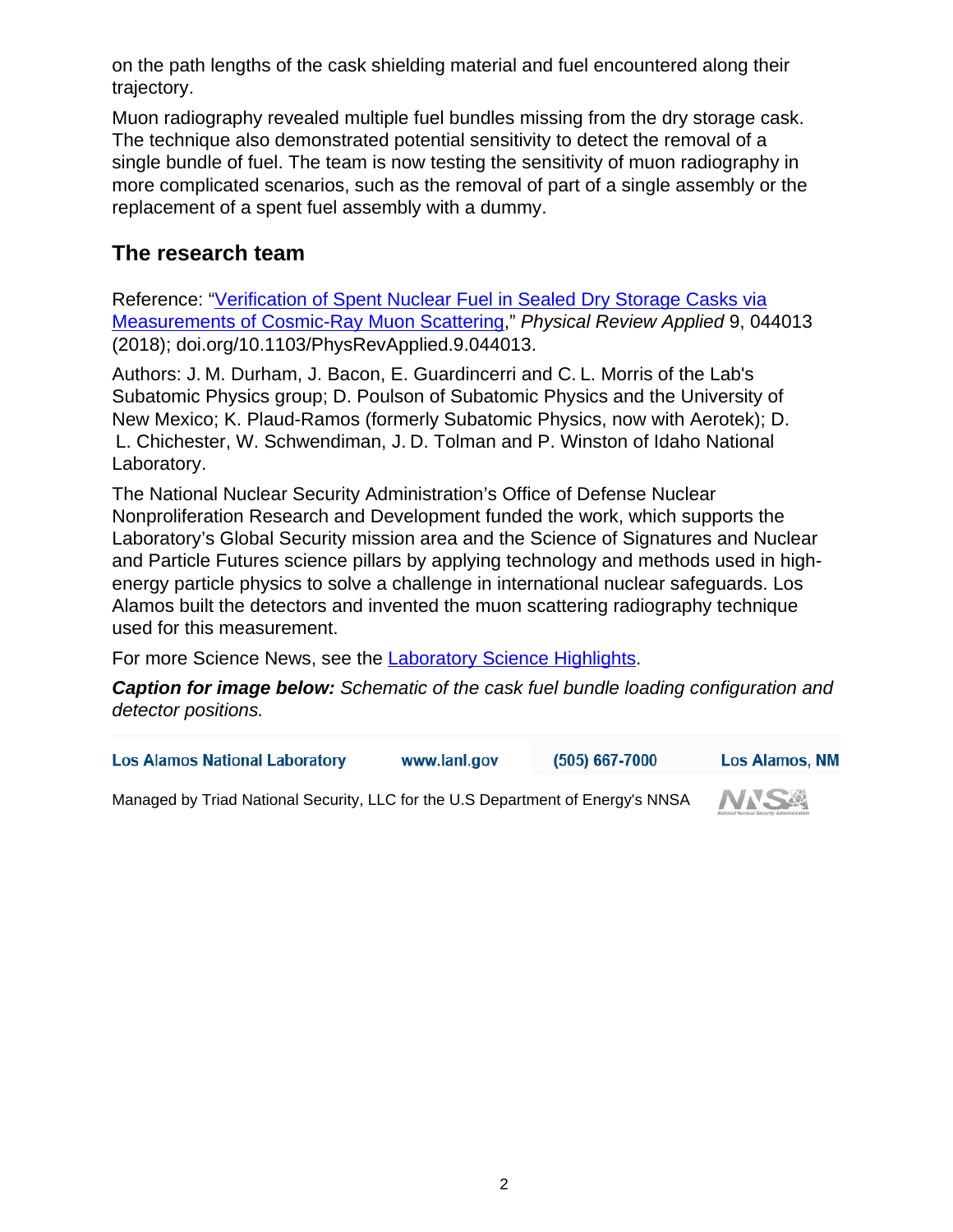on the path lengths of the cask shielding material and fuel encountered along their trajectory.

Muon radiography revealed multiple fuel bundles missing from the dry storage cask. The technique also demonstrated potential sensitivity to detect the removal of a single bundle of fuel. The team is now testing the sensitivity of muon radiography in more complicated scenarios, such as the removal of part of a single assembly or the replacement of a spent fuel assembly with a dummy.

## The research team

Reference: "Verification of Spent Nuclear Fuel in Sealed Dry Storage Casks via Measurements of Cosmic-Ray Muon Scattering," *Physical Review Applied* 9, 044013 (2018); doi.org/10.1103/PhysRevApplied.9.044013.

Authors: J. M. Durham, J. Bacon, E. Guardincerri and C. L. Morris of the Lab's Subatomic Physics group; D. Poulson of Subatomic Physics and the University of New Mexico; K. Plaud-Ramos (formerly Subatomic Physics, now with Aerotek); D. L. Chichester, W. Schwendiman, J. D. Tolman and P. Winston of Idaho National Laboratory.

The National Nuclear Security Administration's Office of Defense Nuclear Nonproliferation Research and Development funded the work, which supports the Laboratory's Global Security mission area and the Science of Signatures and Nuclear and Particle Futures science pillars by applying technology and methods used in high-energy particle physics to solve a challenge in international nuclear safeguards. Los Alamos built the detectors and invented the muon scattering radiography technique used for this measurement.

For more Science News, see the Laboratory Science Highlights.

***Caption for image below:*** *Schematic of the cask fuel bundle loading configuration and detector positions.*

**Los Alamos National Laboratory** | **www.lanl.gov** | **(505) 667-7000** | **Los Alamos, NM**

Managed by Triad National Security, LLC for the U.S Department of Energy's NNSA